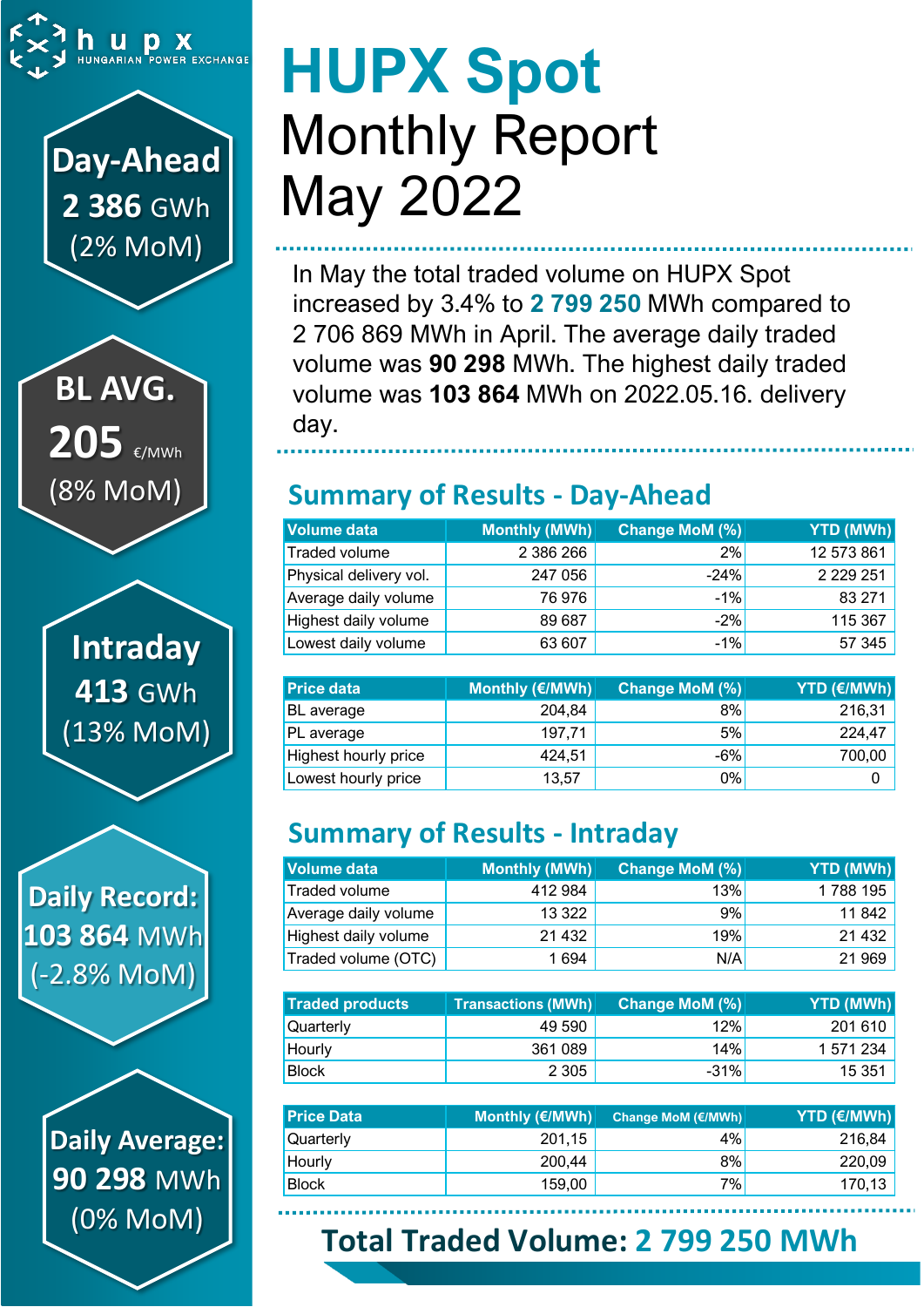hupx HUNGARIAN POWER EXCHANGE

# HUPX Spot Monthly Report May 2022

**Day-Ahead**
**2 386** GWh
(2% MoM)

**BL AVG.**
**205** €/MWh
(8% MoM)

**Intraday**
**413** GWh
(13% MoM)

**Daily Record:**
**103 864** MWh
(-2.8% MoM)

**Daily Average:**
**90 298** MWh
(0% MoM)

In May the total traded volume on HUPX Spot increased by 3.4% to **2 799 250** MWh compared to 2 706 869 MWh in April. The average daily traded volume was **90 298** MWh. The highest daily traded volume was **103 864** MWh on 2022.05.16. delivery day.

## Summary of Results - Day-Ahead

| Volume data | Monthly (MWh) | Change MoM (%) | YTD (MWh) |
|---|---|---|---|
| Traded volume | 2 386 266 | 2% | 12 573 861 |
| Physical delivery vol. | 247 056 | -24% | 2 229 251 |
| Average daily volume | 76 976 | -1% | 83 271 |
| Highest daily volume | 89 687 | -2% | 115 367 |
| Lowest daily volume | 63 607 | -1% | 57 345 |

| Price data | Monthly (€/MWh) | Change MoM (%) | YTD (€/MWh) |
|---|---|---|---|
| BL average | 204,84 | 8% | 216,31 |
| PL average | 197,71 | 5% | 224,47 |
| Highest hourly price | 424,51 | -6% | 700,00 |
| Lowest hourly price | 13,57 | 0% | 0 |

## Summary of Results - Intraday

| Volume data | Monthly (MWh) | Change MoM (%) | YTD (MWh) |
|---|---|---|---|
| Traded volume | 412 984 | 13% | 1 788 195 |
| Average daily volume | 13 322 | 9% | 11 842 |
| Highest daily volume | 21 432 | 19% | 21 432 |
| Traded volume (OTC) | 1 694 | N/A | 21 969 |

| Traded products | Transactions (MWh) | Change MoM (%) | YTD (MWh) |
|---|---|---|---|
| Quarterly | 49 590 | 12% | 201 610 |
| Hourly | 361 089 | 14% | 1 571 234 |
| Block | 2 305 | -31% | 15 351 |

| Price Data | Monthly (€/MWh) | Change MoM (€/MWh) | YTD (€/MWh) |
|---|---|---|---|
| Quarterly | 201,15 | 4% | 216,84 |
| Hourly | 200,44 | 8% | 220,09 |
| Block | 159,00 | 7% | 170,13 |

## Total Traded Volume: 2 799 250 MWh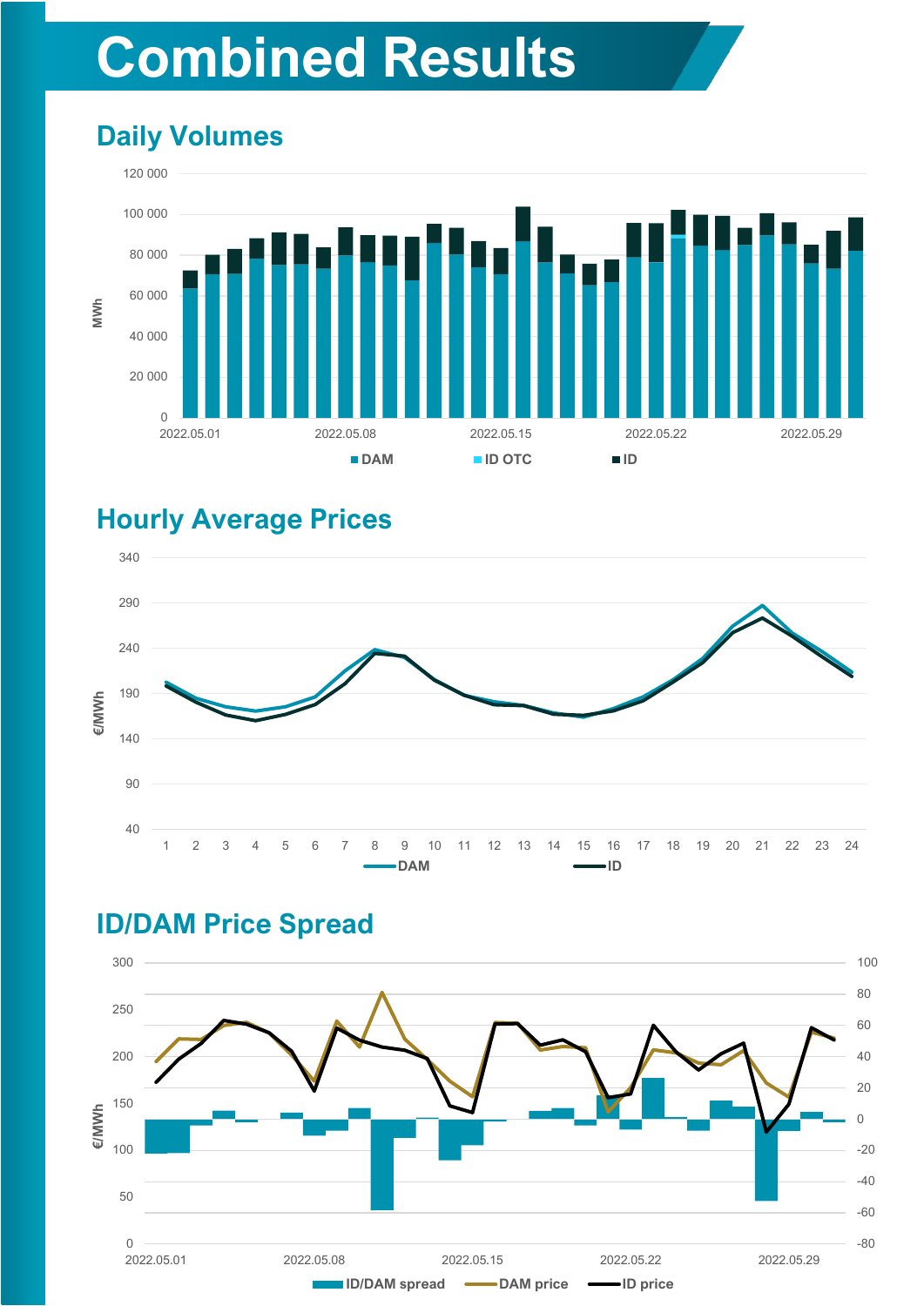# Combined Results

## Daily Volumes

MWh

120 000
100 000
80 000
60 000
40 000
20 000
0

2022.05.01 2022.05.08 2022.05.15 2022.05.22 2022.05.29

DAM ID OTC ID

## Hourly Average Prices

€/MWh

340
290
240
190
140
90
40

1 2 3 4 5 6 7 8 9 10 11 12 13 14 15 16 17 18 19 20 21 22 23 24

DAM ID

## ID/DAM Price Spread

€/MWh

300
250
200
150
100
50
0

100
80
60
40
20
0
-20
-40
-60
-80

2022.05.01 2022.05.08 2022.05.15 2022.05.22 2022.05.29

ID/DAM spread DAM price ID price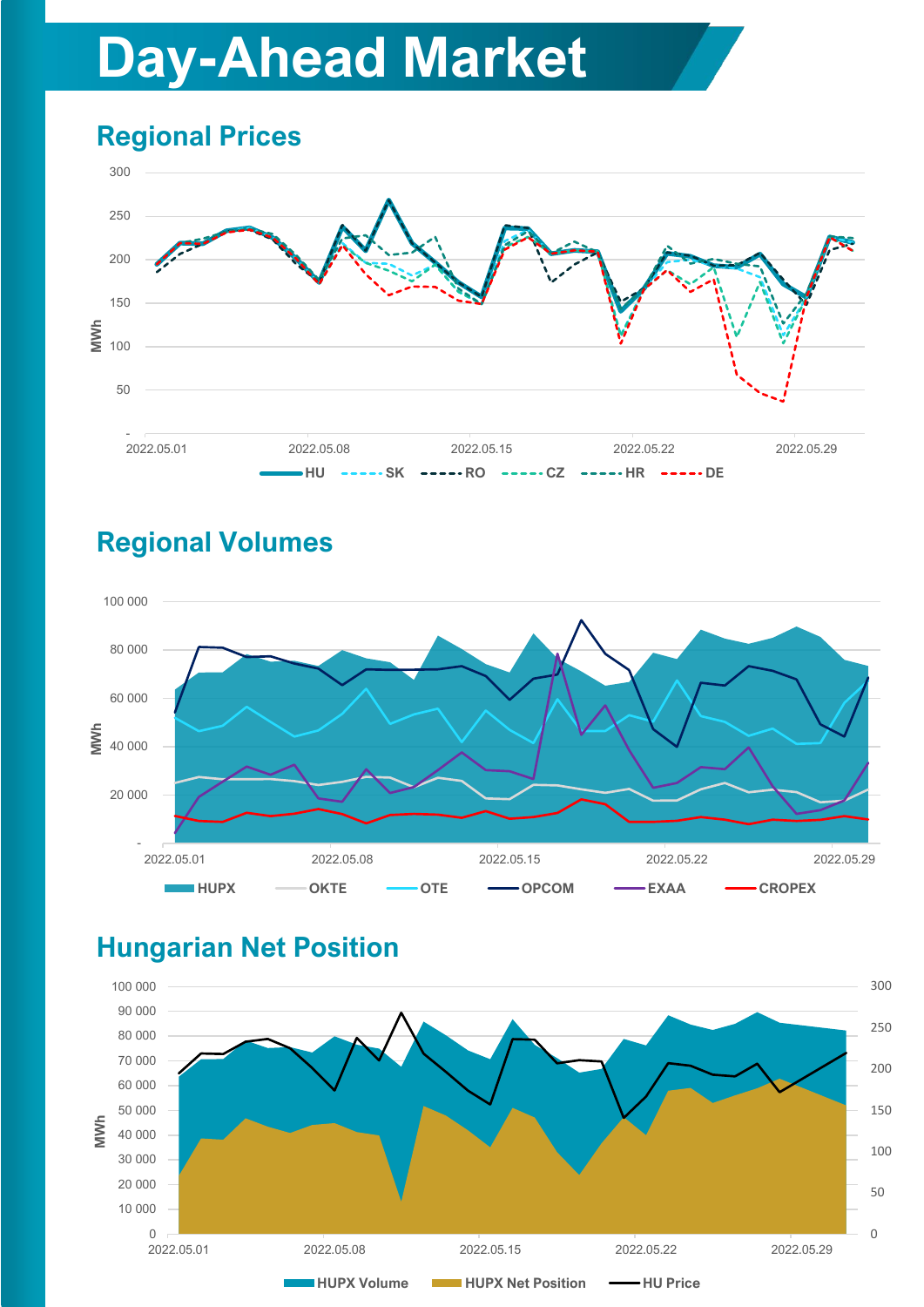# Day-Ahead Market

## Regional Prices

300
250
200
150
100
50
-

MWh

2022.05.01 2022.05.08 2022.05.15 2022.05.22 2022.05.29

HU SK RO CZ HR DE

## Regional Volumes

100 000
80 000
60 000
40 000
20 000
-

MWh

2022.05.01 2022.05.08 2022.05.15 2022.05.22 2022.05.29

HUPX OKTE OTE OPCOM EXAA CROPEX

## Hungarian Net Position

100 000
90 000
80 000
70 000
60 000
50 000
40 000
30 000
20 000
10 000
0

MWh

300
250
200
150
100
50
0

2022.05.01 2022.05.08 2022.05.15 2022.05.22 2022.05.29

HUPX Volume HUPX Net Position HU Price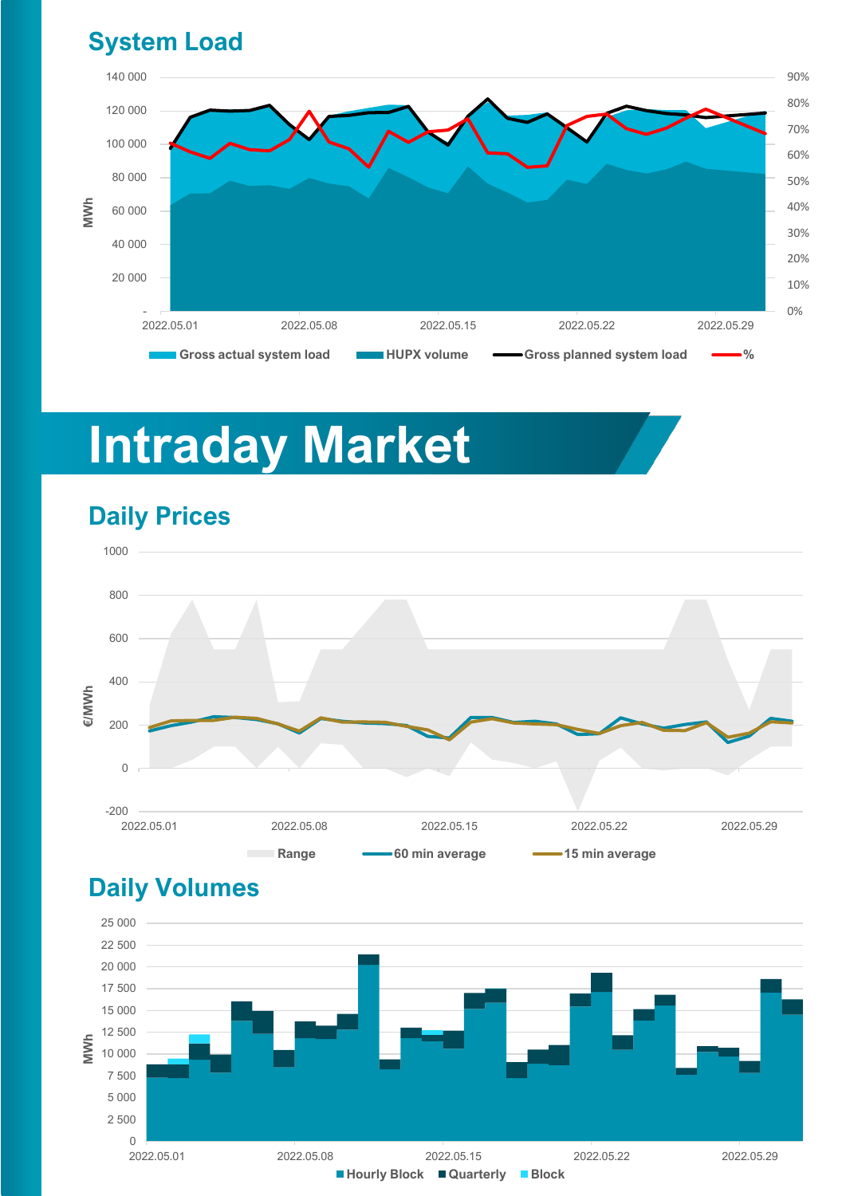## System Load

## Intraday Market

### Daily Prices

### Daily Volumes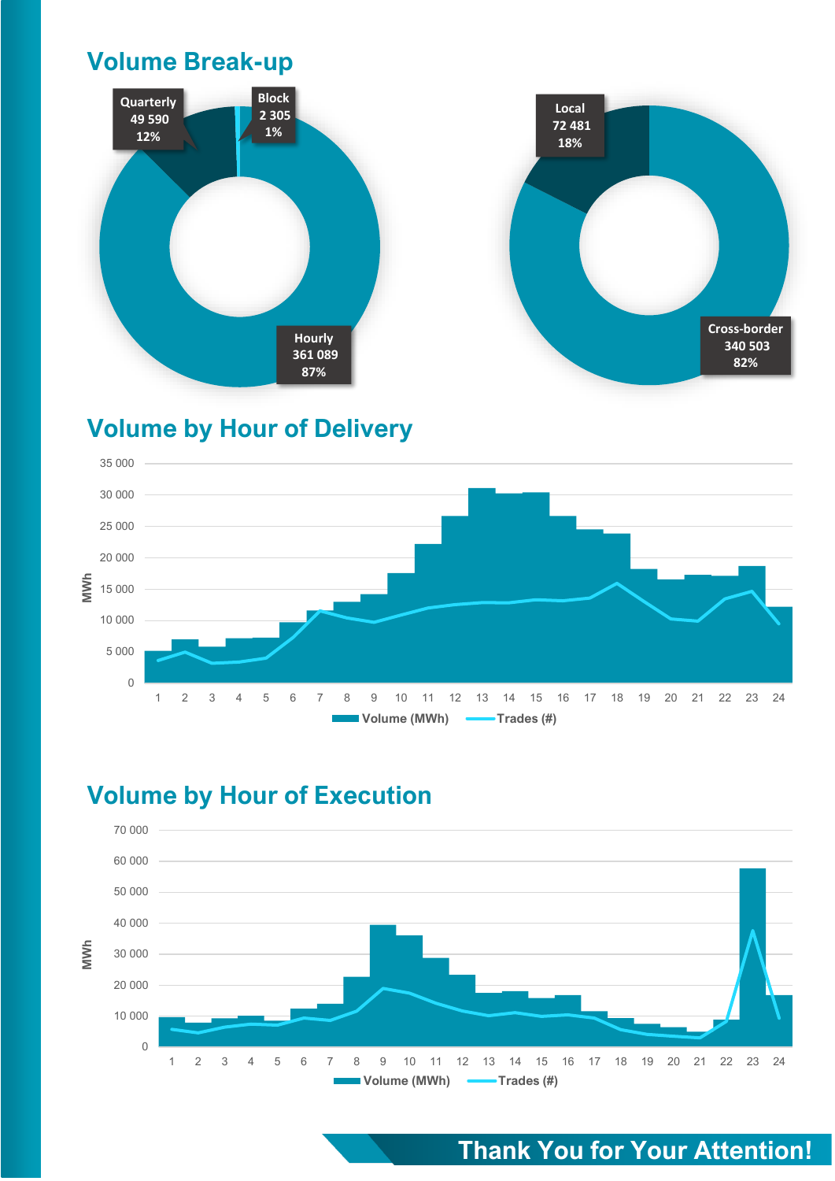## Volume Break-up

Quarterly
49 590
12%

Block
2 305
1%

Hourly
361 089
87%

Local
72 481
18%

Cross-border
340 503
82%

## Volume by Hour of Delivery

35 000
30 000
25 000
20 000
15 000
10 000
5 000
0

MWh

1 2 3 4 5 6 7 8 9 10 11 12 13 14 15 16 17 18 19 20 21 22 23 24

Volume (MWh) Trades (#)

## Volume by Hour of Execution

70 000
60 000
50 000
40 000
30 000
20 000
10 000
0

MWh

1 2 3 4 5 6 7 8 9 10 11 12 13 14 15 16 17 18 19 20 21 22 23 24

Volume (MWh) Trades (#)

**Thank You for Your Attention!**